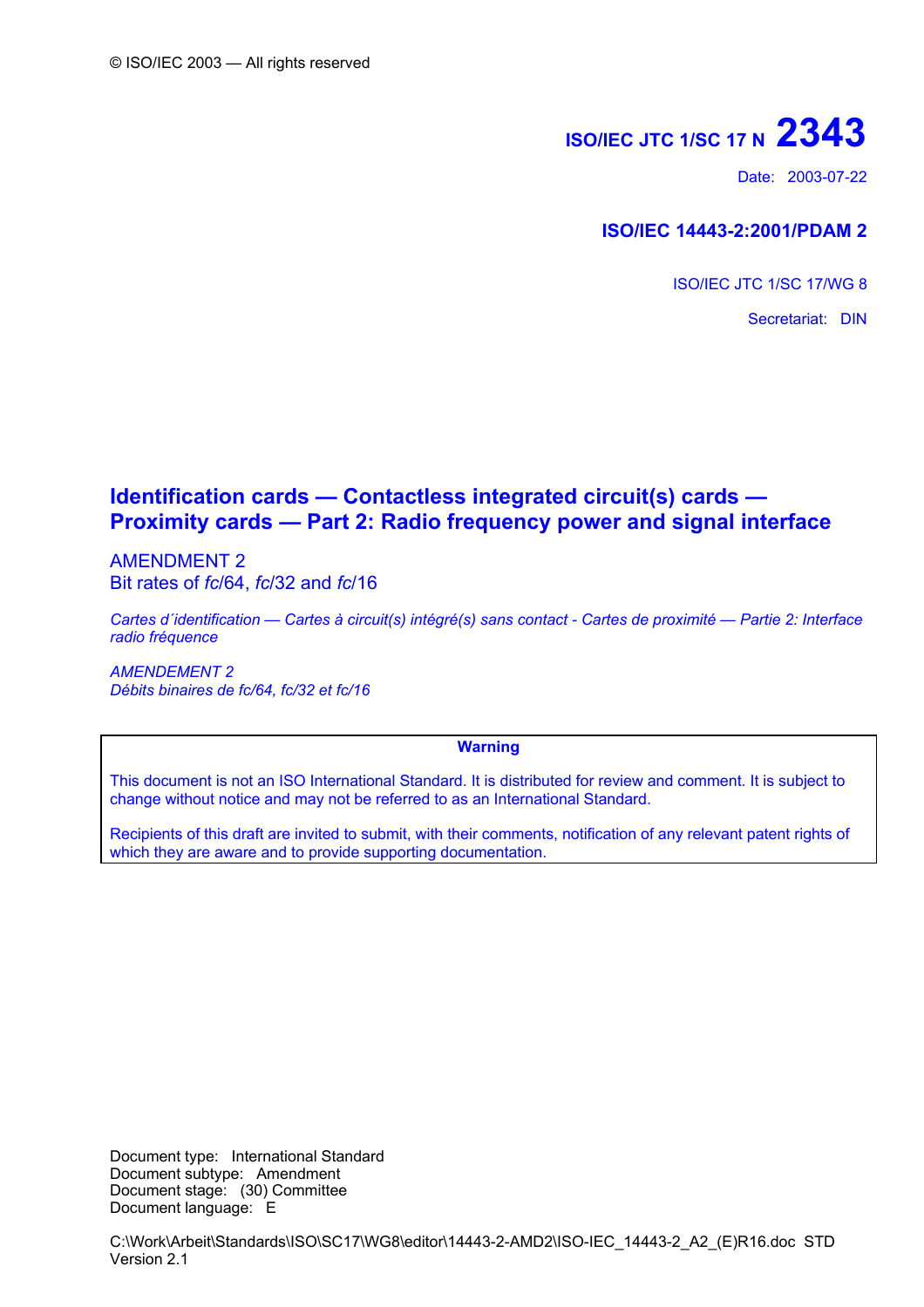© ISO/IEC 2003 — All rights reserved

**ISO/IEC JTC 1/SC 17 N 2343**

Date: 2003-07-22

**ISO/IEC 14443-2:2001/PDAM 2**

ISO/IEC JTC 1/SC 17/WG 8

Secretariat: DIN

# Identification cards — Contactless integrated circuit(s) cards — Proximity cards — Part 2: Radio frequency power and signal interface

AMENDMENT 2
Bit rates of *fc*/64, *fc*/32 and *fc*/16

*Cartes d´identification — Cartes à circuit(s) intégré(s) sans contact - Cartes de proximité — Partie 2: Interface radio fréquence*

*AMENDEMENT 2*
*Débits binaires de fc/64, fc/32 et fc/16*

**Warning**

This document is not an ISO International Standard. It is distributed for review and comment. It is subject to change without notice and may not be referred to as an International Standard.

Recipients of this draft are invited to submit, with their comments, notification of any relevant patent rights of which they are aware and to provide supporting documentation.

Document type: International Standard
Document subtype: Amendment
Document stage: (30) Committee
Document language: E

C:\Work\Arbeit\Standards\ISO\SC17\WG8\editor\14443-2-AMD2\ISO-IEC_14443-2_A2_(E)R16.doc STD Version 2.1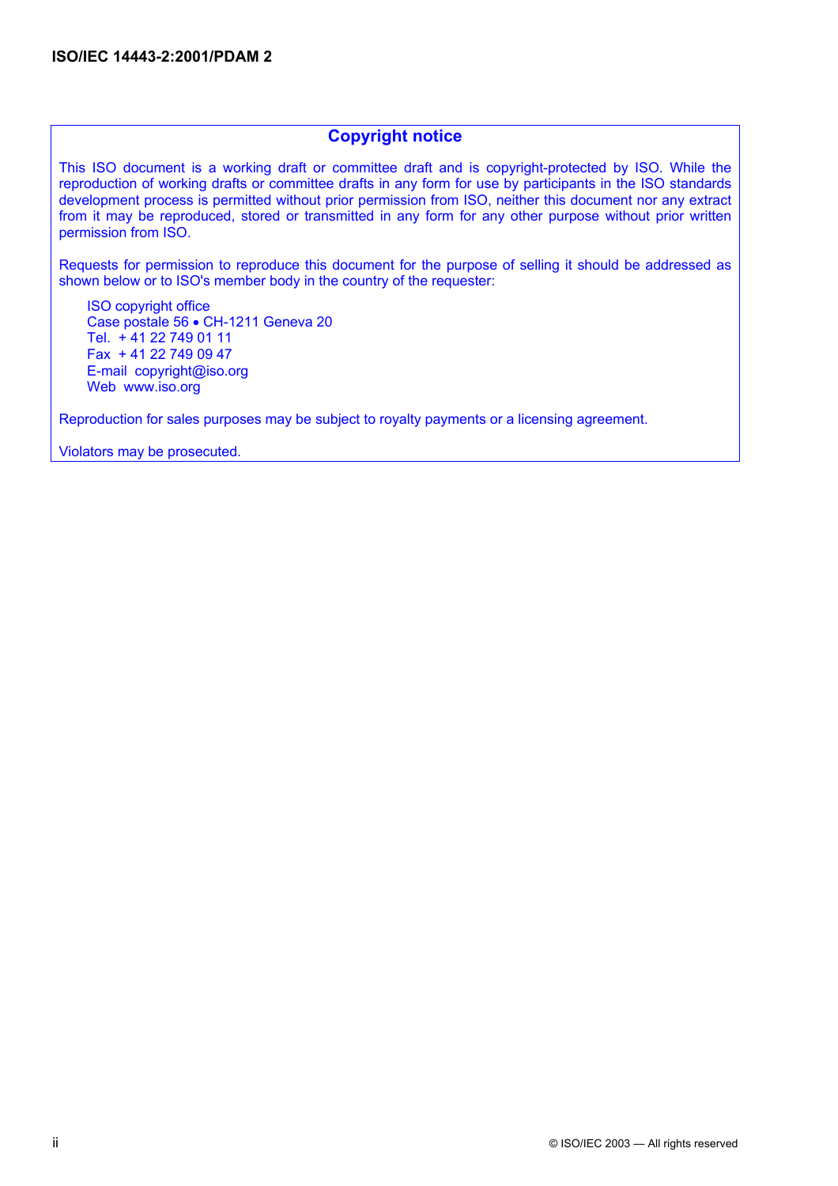## Copyright notice

This ISO document is a working draft or committee draft and is copyright-protected by ISO. While the reproduction of working drafts or committee drafts in any form for use by participants in the ISO standards development process is permitted without prior permission from ISO, neither this document nor any extract from it may be reproduced, stored or transmitted in any form for any other purpose without prior written permission from ISO.

Requests for permission to reproduce this document for the purpose of selling it should be addressed as shown below or to ISO's member body in the country of the requester:

ISO copyright office
Case postale 56 • CH-1211 Geneva 20
Tel. + 41 22 749 01 11
Fax + 41 22 749 09 47
E-mail copyright@iso.org
Web www.iso.org

Reproduction for sales purposes may be subject to royalty payments or a licensing agreement.

Violators may be prosecuted.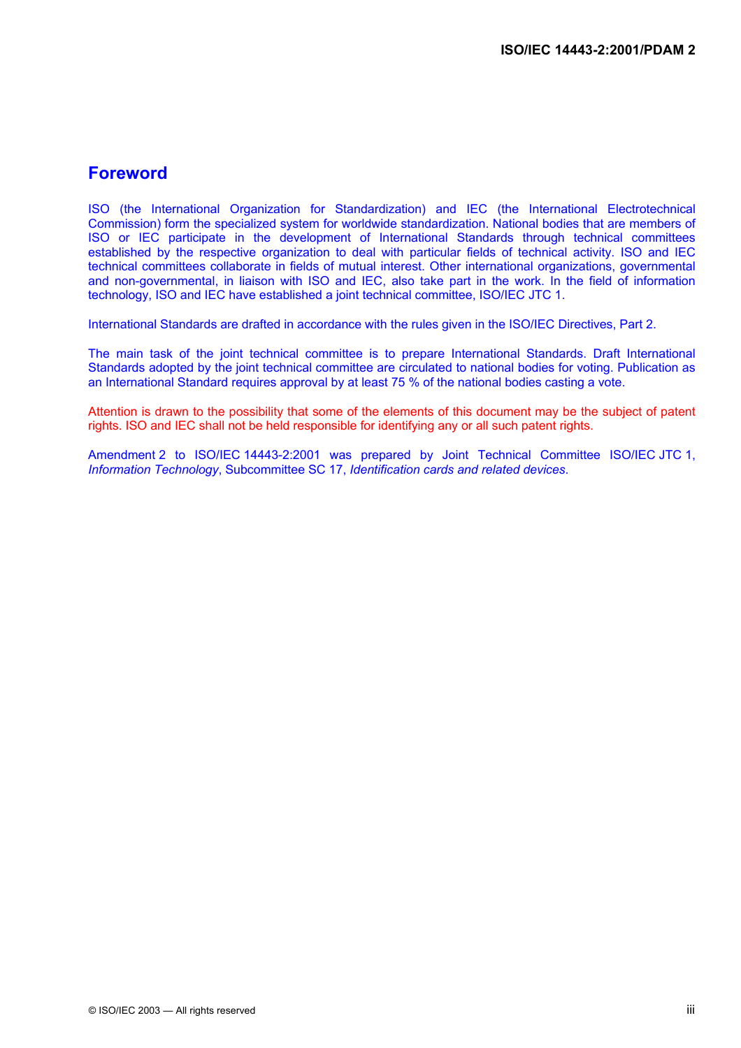# Foreword

ISO (the International Organization for Standardization) and IEC (the International Electrotechnical Commission) form the specialized system for worldwide standardization. National bodies that are members of ISO or IEC participate in the development of International Standards through technical committees established by the respective organization to deal with particular fields of technical activity. ISO and IEC technical committees collaborate in fields of mutual interest. Other international organizations, governmental and non-governmental, in liaison with ISO and IEC, also take part in the work. In the field of information technology, ISO and IEC have established a joint technical committee, ISO/IEC JTC 1.

International Standards are drafted in accordance with the rules given in the ISO/IEC Directives, Part 2.

The main task of the joint technical committee is to prepare International Standards. Draft International Standards adopted by the joint technical committee are circulated to national bodies for voting. Publication as an International Standard requires approval by at least 75 % of the national bodies casting a vote.

Attention is drawn to the possibility that some of the elements of this document may be the subject of patent rights. ISO and IEC shall not be held responsible for identifying any or all such patent rights.

Amendment 2 to ISO/IEC 14443-2:2001 was prepared by Joint Technical Committee ISO/IEC JTC 1, *Information Technology*, Subcommittee SC 17, *Identification cards and related devices*.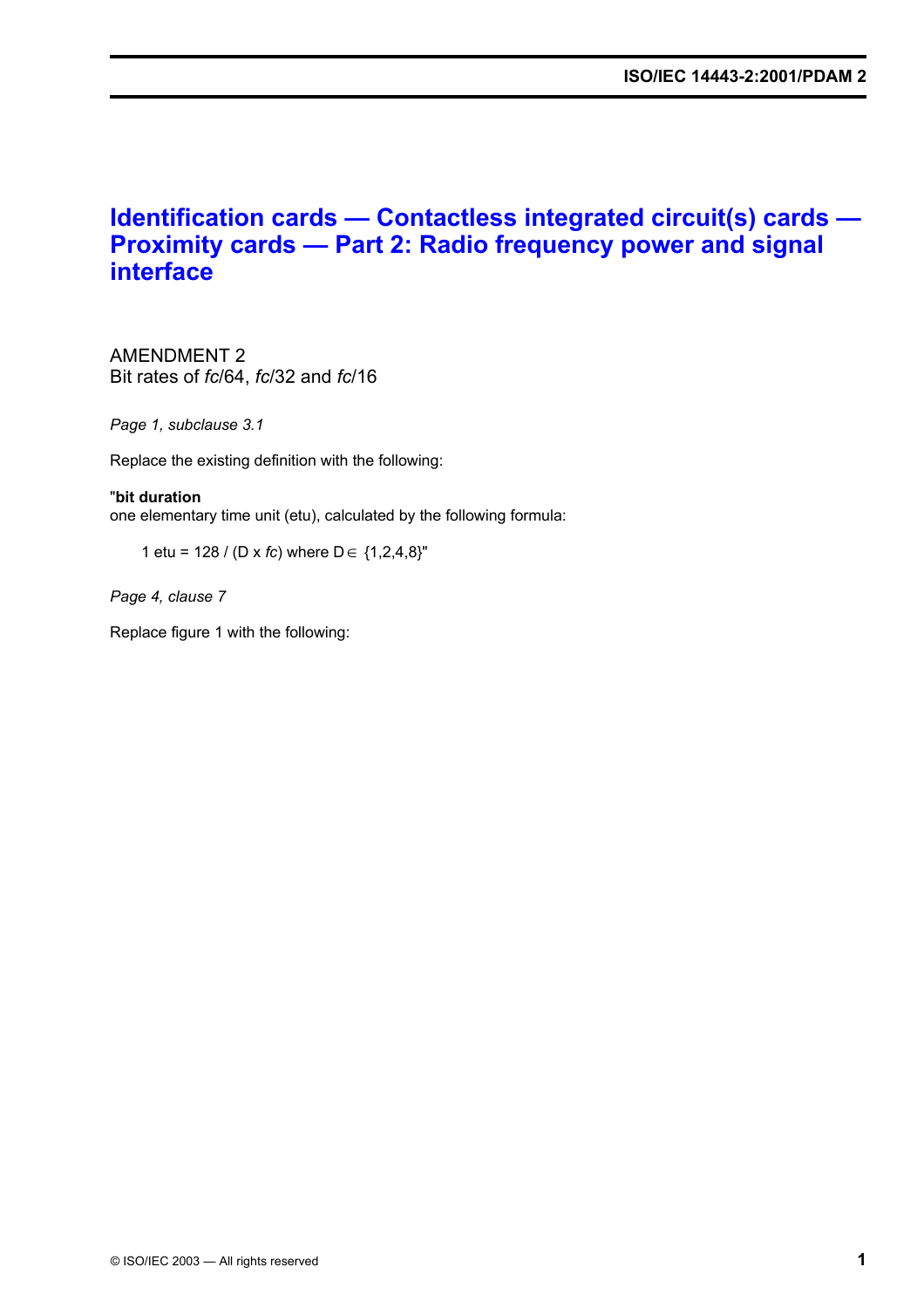# Identification cards — Contactless integrated circuit(s) cards — Proximity cards — Part 2: Radio frequency power and signal interface

AMENDMENT 2
Bit rates of *fc*/64, *fc*/32 and *fc*/16

*Page 1, subclause 3.1*

Replace the existing definition with the following:

"**bit duration**
one elementary time unit (etu), calculated by the following formula:

$1 \text{ etu} = 128 / (D \times fc)$ where $D \in \{1,2,4,8\}$"

*Page 4, clause 7*

Replace figure 1 with the following: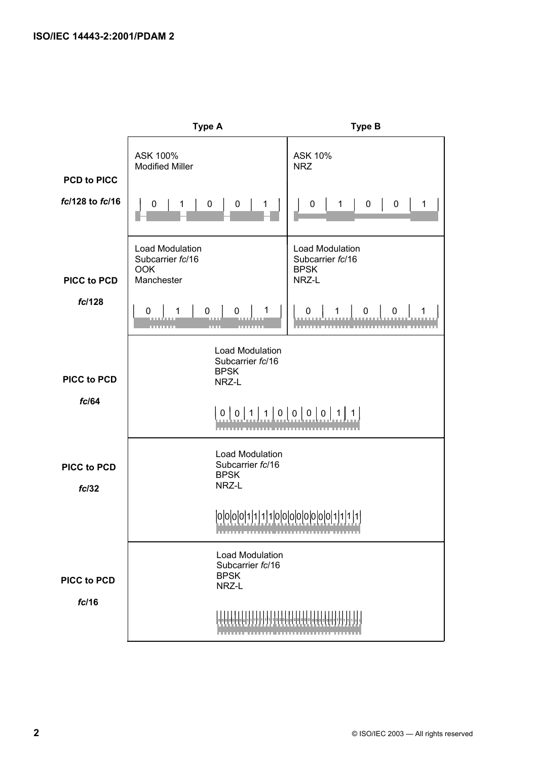|  | Type A | Type B |
|---|---|---|
| **PCD to PICC** **fc/128 to fc/16** | ASK 100% Modified Miller 0 1 0 0 1 | ASK 10% NRZ 0 1 0 0 1 |
| **PICC to PCD** **fc/128** | Load Modulation Subcarrier *fc*/16 OOK Manchester 0 1 0 0 1 | Load Modulation Subcarrier *fc*/16 BPSK NRZ-L 0 1 0 0 1 |
| **PICC to PCD** **fc/64** | Load Modulation Subcarrier *fc*/16 BPSK NRZ-L 0 0 1 1 0 0 0 0 1 1 | |
| **PICC to PCD** **fc/32** | Load Modulation Subcarrier *fc*/16 BPSK NRZ-L 0 0 0 0 1 1 1 1 0 0 0 0 0 0 0 0 1 1 1 1 | |
| **PICC to PCD** **fc/16** | Load Modulation Subcarrier *fc*/16 BPSK NRZ-L 0 0 0 0 0 0 0 0 1 1 1 1 1 1 1 1 0 0 0 0 0 0 0 0 0 0 0 0 0 0 0 0 1 1 1 1 1 1 1 1 | |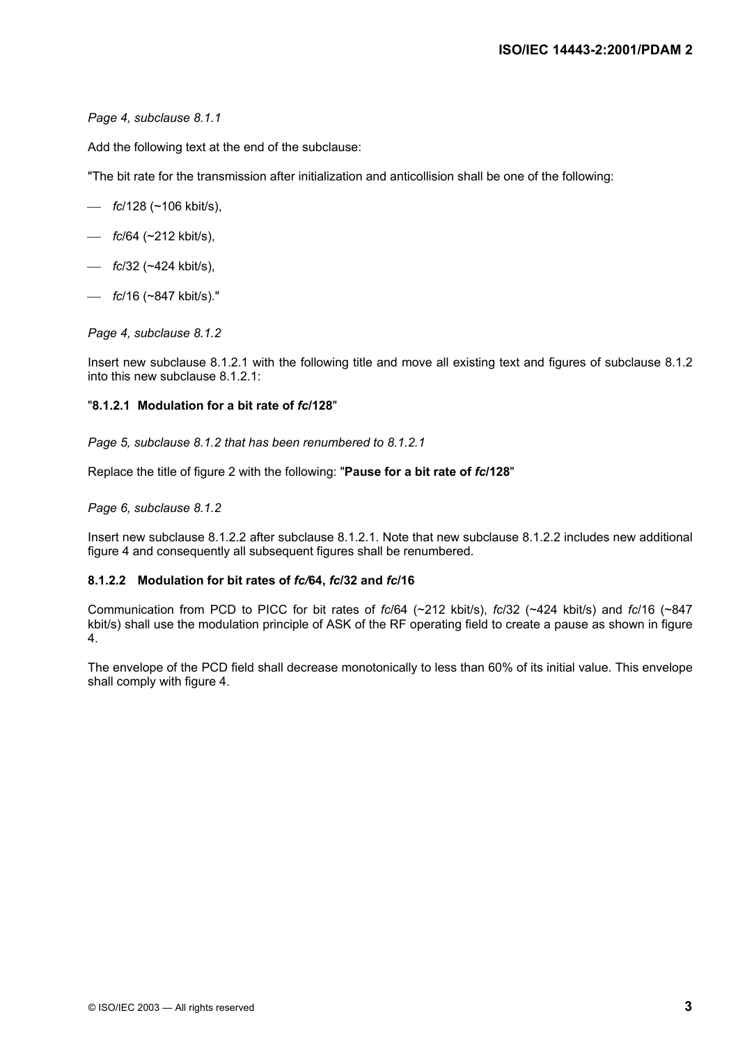*Page 4, subclause 8.1.1*

Add the following text at the end of the subclause:

"The bit rate for the transmission after initialization and anticollision shall be one of the following:

- *fc*/128 (~106 kbit/s),
- *fc*/64 (~212 kbit/s),
- *fc*/32 (~424 kbit/s),
- *fc*/16 (~847 kbit/s)."

*Page 4, subclause 8.1.2*

Insert new subclause 8.1.2.1 with the following title and move all existing text and figures of subclause 8.1.2 into this new subclause 8.1.2.1:

"**8.1.2.1 Modulation for a bit rate of *fc*/128**"

*Page 5, subclause 8.1.2 that has been renumbered to 8.1.2.1*

Replace the title of figure 2 with the following: "**Pause for a bit rate of *fc*/128**"

*Page 6, subclause 8.1.2*

Insert new subclause 8.1.2.2 after subclause 8.1.2.1. Note that new subclause 8.1.2.2 includes new additional figure 4 and consequently all subsequent figures shall be renumbered.

#### 8.1.2.2 Modulation for bit rates of *fc*/64, *fc*/32 and *fc*/16

Communication from PCD to PICC for bit rates of *fc*/64 (~212 kbit/s), *fc*/32 (~424 kbit/s) and *fc*/16 (~847 kbit/s) shall use the modulation principle of ASK of the RF operating field to create a pause as shown in figure 4.

The envelope of the PCD field shall decrease monotonically to less than 60% of its initial value. This envelope shall comply with figure 4.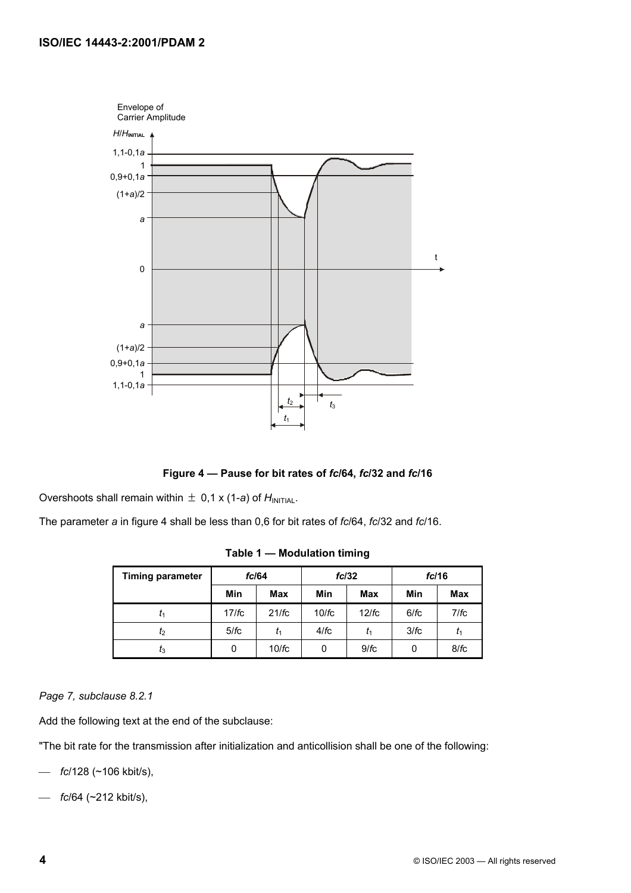**Figure 4 — Pause for bit rates of *fc*/64, *fc*/32 and *fc*/16**

Overshoots shall remain within ± 0,1 x (1-*a*) of $H_{INITIAL}$.

The parameter *a* in figure 4 shall be less than 0,6 for bit rates of *fc*/64, *fc*/32 and *fc*/16.

**Table 1 — Modulation timing**

| Timing parameter | *fc*/64 | | *fc*/32 | | *fc*/16 | |
|---|---|---|---|---|---|---|
| | Min | Max | Min | Max | Min | Max |
| $t_1$ | 17/*fc* | 21/*fc* | 10/*fc* | 12/*fc* | 6/*fc* | 7/*fc* |
| $t_2$ | 5/*fc* | $t_1$ | 4/*fc* | $t_1$ | 3/*fc* | $t_1$ |
| $t_3$ | 0 | 10/*fc* | 0 | 9/*fc* | 0 | 8/*fc* |

*Page 7, subclause 8.2.1*

Add the following text at the end of the subclause:

"The bit rate for the transmission after initialization and anticollision shall be one of the following:

— *fc*/128 (~106 kbit/s),

— *fc*/64 (~212 kbit/s),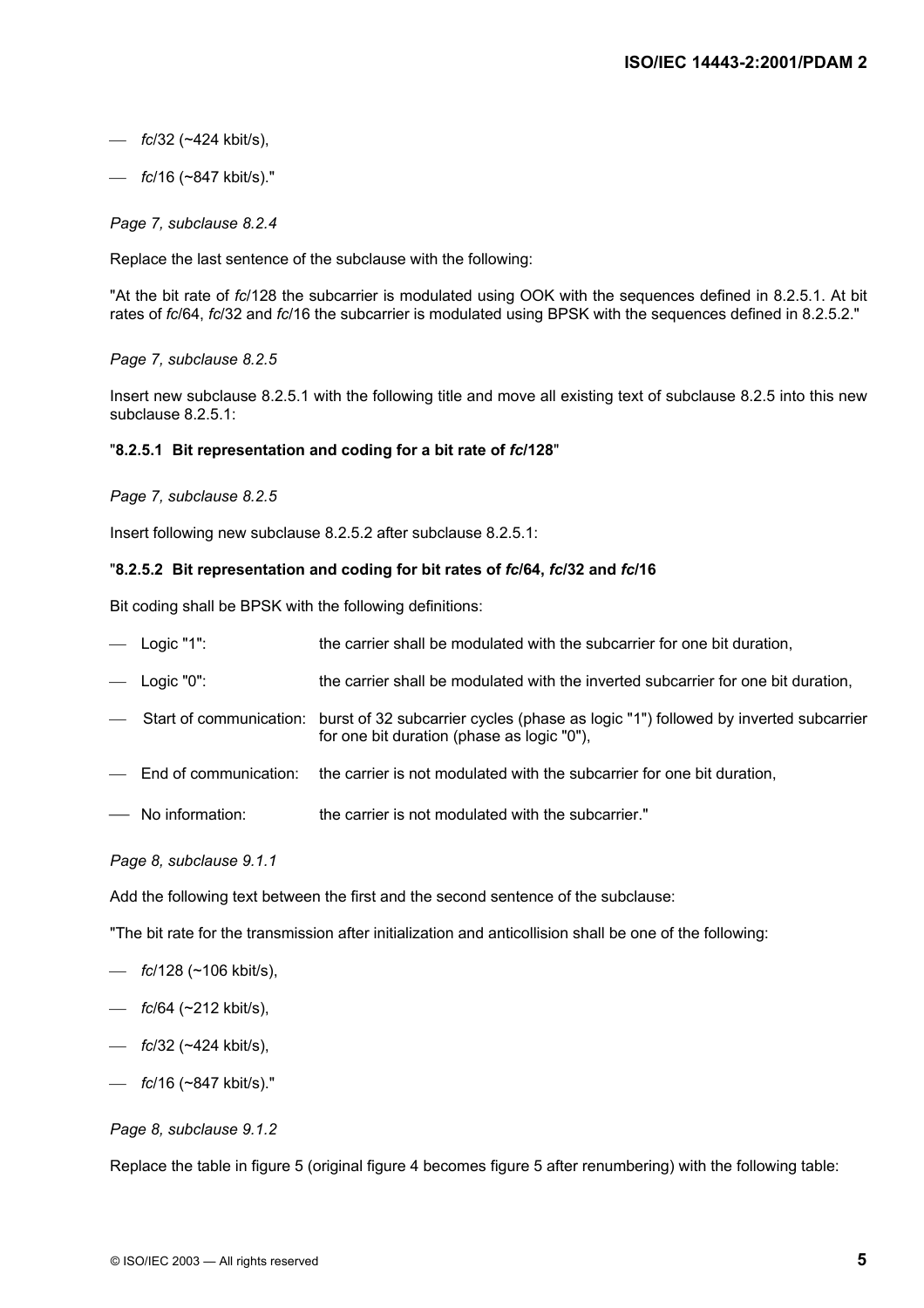— *fc*/32 (~424 kbit/s),

— *fc*/16 (~847 kbit/s)."

*Page 7, subclause 8.2.4*

Replace the last sentence of the subclause with the following:

"At the bit rate of *fc*/128 the subcarrier is modulated using OOK with the sequences defined in 8.2.5.1. At bit rates of *fc*/64, *fc*/32 and *fc*/16 the subcarrier is modulated using BPSK with the sequences defined in 8.2.5.2."

*Page 7, subclause 8.2.5*

Insert new subclause 8.2.5.1 with the following title and move all existing text of subclause 8.2.5 into this new subclause 8.2.5.1:

"**8.2.5.1 Bit representation and coding for a bit rate of *fc*/128**"

*Page 7, subclause 8.2.5*

Insert following new subclause 8.2.5.2 after subclause 8.2.5.1:

"**8.2.5.2 Bit representation and coding for bit rates of *fc*/64, *fc*/32 and *fc*/16**

Bit coding shall be BPSK with the following definitions:

— Logic "1": the carrier shall be modulated with the subcarrier for one bit duration,

— Logic "0": the carrier shall be modulated with the inverted subcarrier for one bit duration,

— Start of communication: burst of 32 subcarrier cycles (phase as logic "1") followed by inverted subcarrier for one bit duration (phase as logic "0"),

— End of communication: the carrier is not modulated with the subcarrier for one bit duration,

— No information: the carrier is not modulated with the subcarrier."

*Page 8, subclause 9.1.1*

Add the following text between the first and the second sentence of the subclause:

"The bit rate for the transmission after initialization and anticollision shall be one of the following:

— *fc*/128 (~106 kbit/s),

— *fc*/64 (~212 kbit/s),

— *fc*/32 (~424 kbit/s),

— *fc*/16 (~847 kbit/s)."

*Page 8, subclause 9.1.2*

Replace the table in figure 5 (original figure 4 becomes figure 5 after renumbering) with the following table: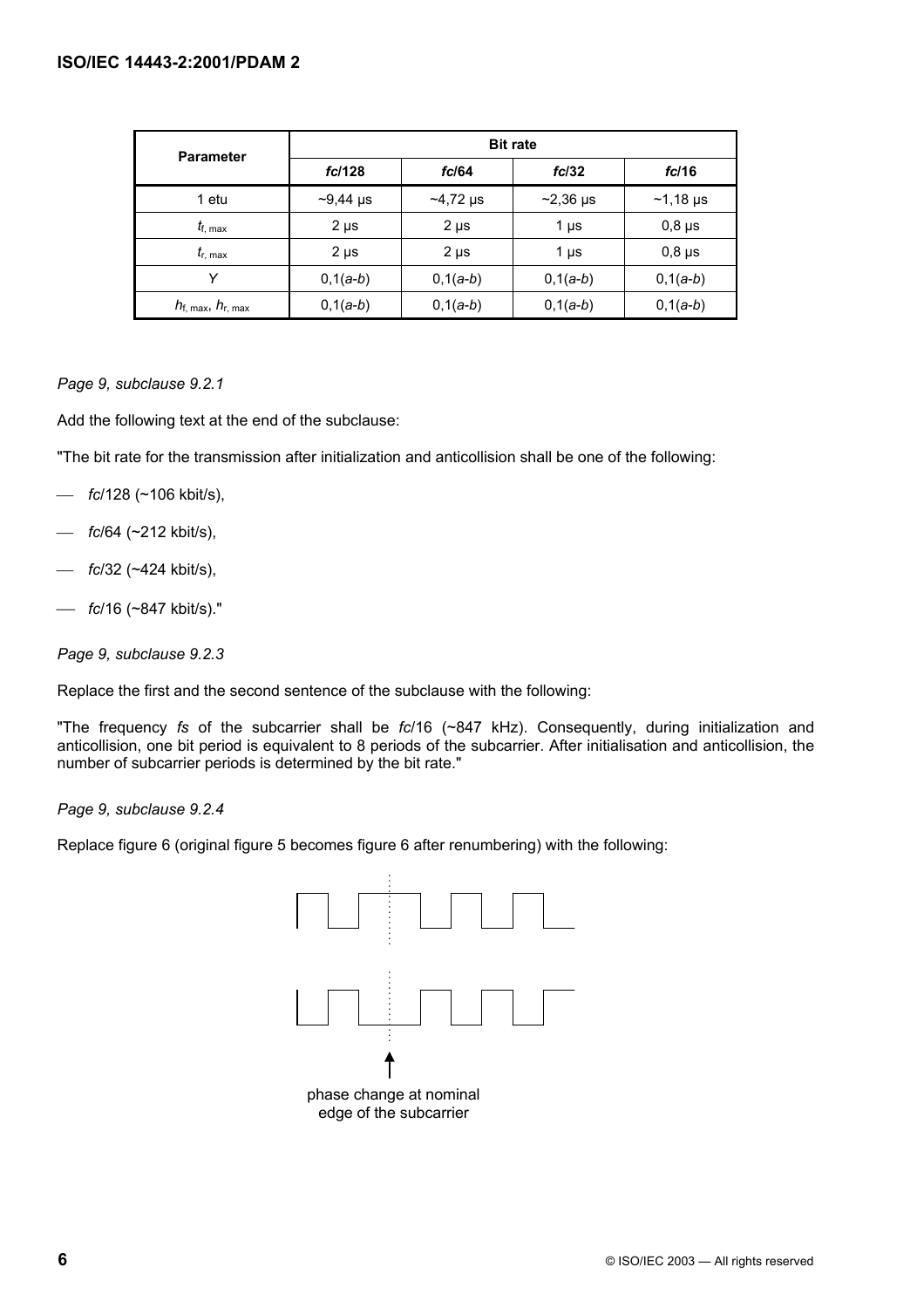| Parameter | Bit rate | | | |
|---|---|---|---|---|
| | *fc*/128 | *fc*/64 | *fc*/32 | *fc*/16 |
| 1 etu | ~9,44 µs | ~4,72 µs | ~2,36 µs | ~1,18 µs |
| $t_{f,\ max}$ | 2 µs | 2 µs | 1 µs | 0,8 µs |
| $t_{r,\ max}$ | 2 µs | 2 µs | 1 µs | 0,8 µs |
| $Y$ | 0,1($a$-$b$) | 0,1($a$-$b$) | 0,1($a$-$b$) | 0,1($a$-$b$) |
| $h_{f,\ max}$, $h_{r,\ max}$ | 0,1($a$-$b$) | 0,1($a$-$b$) | 0,1($a$-$b$) | 0,1($a$-$b$) |

*Page 9, subclause 9.2.1*

Add the following text at the end of the subclause:

"The bit rate for the transmission after initialization and anticollision shall be one of the following:

- *fc*/128 (~106 kbit/s),
- *fc*/64 (~212 kbit/s),
- *fc*/32 (~424 kbit/s),
- *fc*/16 (~847 kbit/s)."

*Page 9, subclause 9.2.3*

Replace the first and the second sentence of the subclause with the following:

"The frequency *fs* of the subcarrier shall be *fc*/16 (~847 kHz). Consequently, during initialization and anticollision, one bit period is equivalent to 8 periods of the subcarrier. After initialisation and anticollision, the number of subcarrier periods is determined by the bit rate."

*Page 9, subclause 9.2.4*

Replace figure 6 (original figure 5 becomes figure 6 after renumbering) with the following:

phase change at nominal edge of the subcarrier